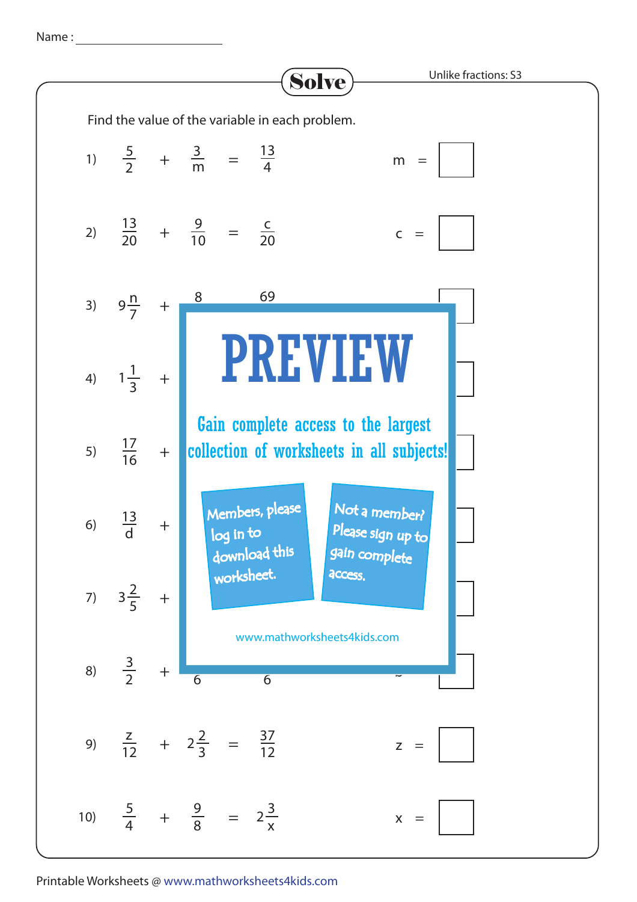Name : ______________________

# Solve

Unlike fractions: S3

Find the value of the variable in each problem.

1) $\frac{5}{2} + \frac{3}{m} = \frac{13}{4}$ &nbsp;&nbsp;&nbsp; m = ☐

2) $\frac{13}{20} + \frac{9}{10} = \frac{c}{20}$ &nbsp;&nbsp;&nbsp; c = ☐

3) $9\frac{n}{7} + \frac{8}{\ } \quad \frac{69}{\ }$ &nbsp;&nbsp;&nbsp; ☐

4) $1\frac{1}{3} +$ &nbsp;&nbsp;&nbsp; ☐

5) $\frac{17}{16} +$ &nbsp;&nbsp;&nbsp; ☐

6) $\frac{13}{d} +$ &nbsp;&nbsp;&nbsp; ☐

7) $3\frac{2}{5} +$ &nbsp;&nbsp;&nbsp; ☐

8) $\frac{3}{2} + \frac{\ }{6} \quad \frac{\ }{6}$ &nbsp;&nbsp;&nbsp; ☐

9) $\frac{z}{12} + 2\frac{2}{3} = \frac{37}{12}$ &nbsp;&nbsp;&nbsp; z = ☐

10) $\frac{5}{4} + \frac{9}{8} = 2\frac{3}{x}$ &nbsp;&nbsp;&nbsp; x = ☐

**PREVIEW**

Gain complete access to the largest collection of worksheets in all subjects!

Members, please log in to download this worksheet.

Not a member? Please sign up to gain complete access.

www.mathworksheets4kids.com

Printable Worksheets @ www.mathworksheets4kids.com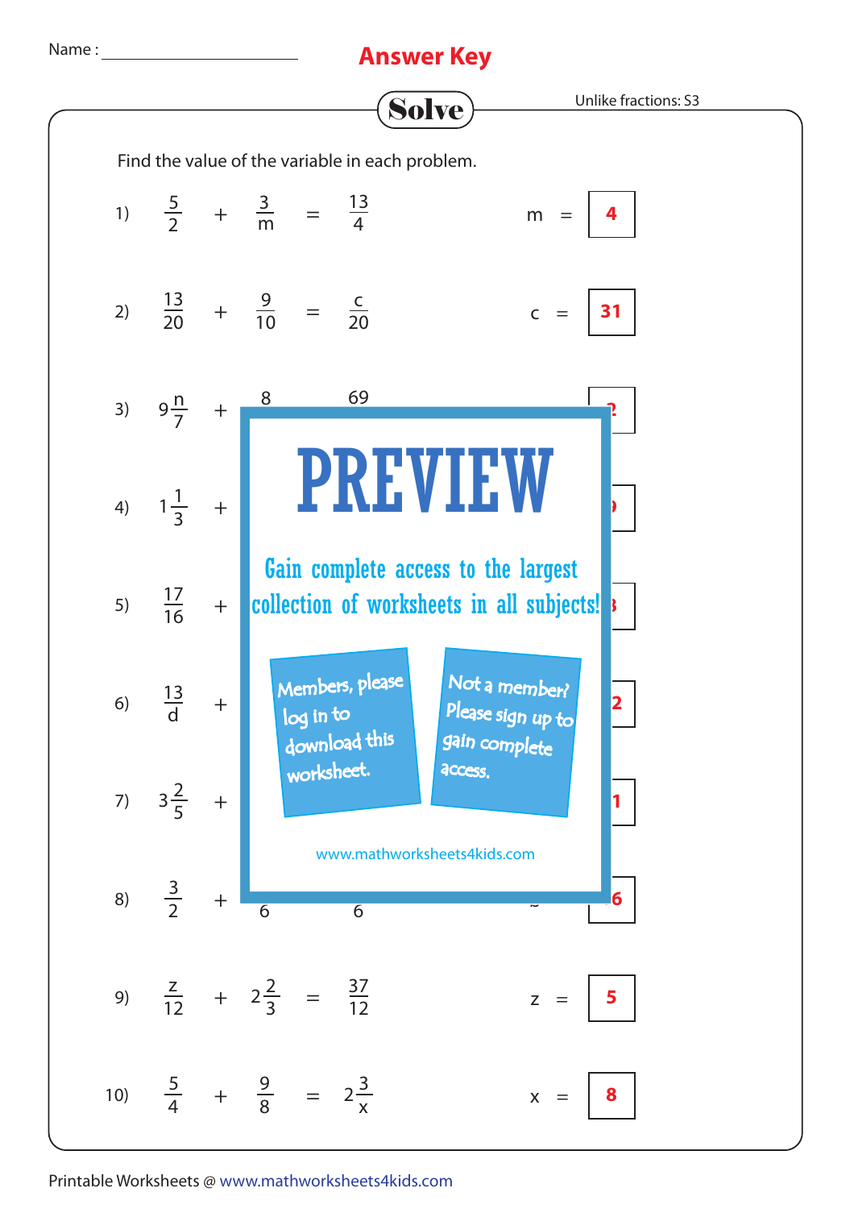Name : ____________________

# Answer Key

## Solve

Unlike fractions: S3

Find the value of the variable in each problem.

1) $\frac{5}{2} + \frac{3}{m} = \frac{13}{4}$  m = **4**

2) $\frac{13}{20} + \frac{9}{10} = \frac{c}{20}$  c = **31**

3) $9\frac{n}{7} + \frac{8}{} = \frac{69}{}$  **2**

4) $1\frac{1}{3} +$

5) $\frac{17}{16} +$

6) $\frac{13}{d} +$  **2**

7) $3\frac{2}{5} +$  **1**

8) $\frac{3}{2} + \frac{}{6} = \frac{}{6}$  **6**

9) $\frac{z}{12} + 2\frac{2}{3} = \frac{37}{12}$  z = **5**

10) $\frac{5}{4} + \frac{9}{8} = 2\frac{3}{x}$  x = **8**

PREVIEW

Gain complete access to the largest collection of worksheets in all subjects!

Members, please log in to download this worksheet.

Not a member? Please sign up to gain complete access.

www.mathworksheets4kids.com

Printable Worksheets @ www.mathworksheets4kids.com